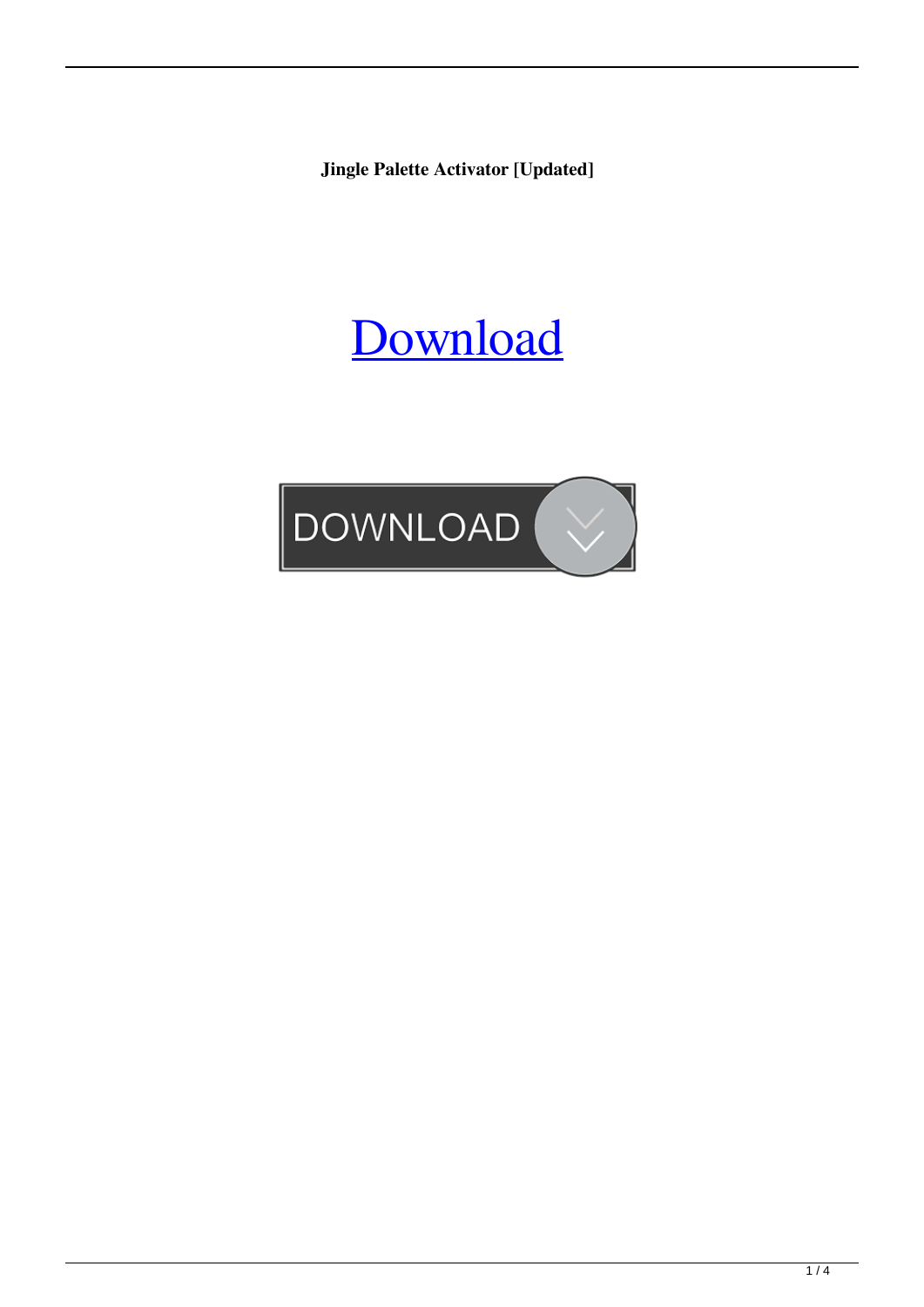**Jingle Palette Activator [Updated]**

Download

DOWNLOAD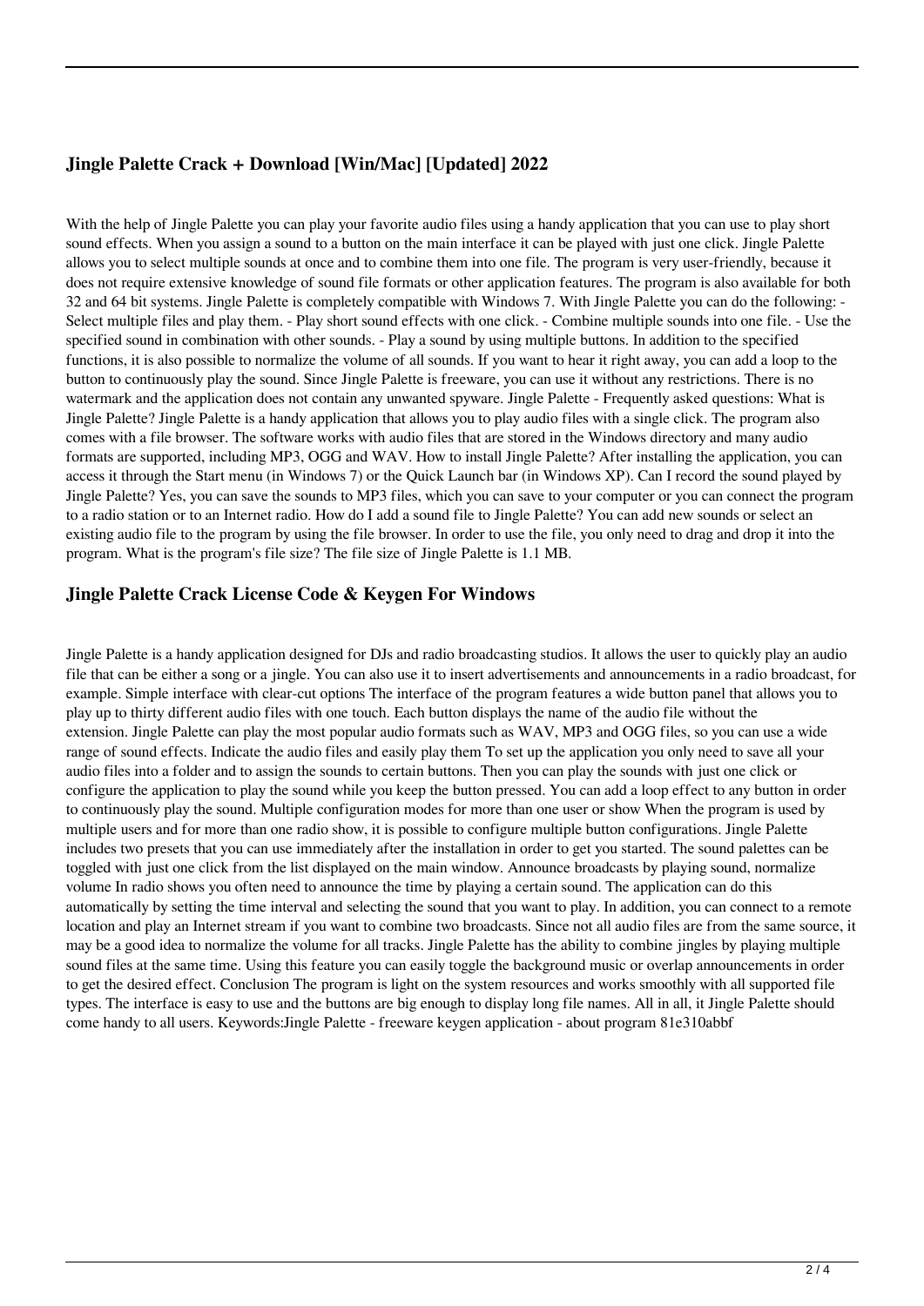## Jingle Palette Crack + Download [Win/Mac] [Updated] 2022

With the help of Jingle Palette you can play your favorite audio files using a handy application that you can use to play short sound effects. When you assign a sound to a button on the main interface it can be played with just one click. Jingle Palette allows you to select multiple sounds at once and to combine them into one file. The program is very user-friendly, because it does not require extensive knowledge of sound file formats or other application features. The program is also available for both 32 and 64 bit systems. Jingle Palette is completely compatible with Windows 7. With Jingle Palette you can do the following: - Select multiple files and play them. - Play short sound effects with one click. - Combine multiple sounds into one file. - Use the specified sound in combination with other sounds. - Play a sound by using multiple buttons. In addition to the specified functions, it is also possible to normalize the volume of all sounds. If you want to hear it right away, you can add a loop to the button to continuously play the sound. Since Jingle Palette is freeware, you can use it without any restrictions. There is no watermark and the application does not contain any unwanted spyware. Jingle Palette - Frequently asked questions: What is Jingle Palette? Jingle Palette is a handy application that allows you to play audio files with a single click. The program also comes with a file browser. The software works with audio files that are stored in the Windows directory and many audio formats are supported, including MP3, OGG and WAV. How to install Jingle Palette? After installing the application, you can access it through the Start menu (in Windows 7) or the Quick Launch bar (in Windows XP). Can I record the sound played by Jingle Palette? Yes, you can save the sounds to MP3 files, which you can save to your computer or you can connect the program to a radio station or to an Internet radio. How do I add a sound file to Jingle Palette? You can add new sounds or select an existing audio file to the program by using the file browser. In order to use the file, you only need to drag and drop it into the program. What is the program's file size? The file size of Jingle Palette is 1.1 MB.

## Jingle Palette Crack License Code & Keygen For Windows

Jingle Palette is a handy application designed for DJs and radio broadcasting studios. It allows the user to quickly play an audio file that can be either a song or a jingle. You can also use it to insert advertisements and announcements in a radio broadcast, for example. Simple interface with clear-cut options The interface of the program features a wide button panel that allows you to play up to thirty different audio files with one touch. Each button displays the name of the audio file without the extension. Jingle Palette can play the most popular audio formats such as WAV, MP3 and OGG files, so you can use a wide range of sound effects. Indicate the audio files and easily play them To set up the application you only need to save all your audio files into a folder and to assign the sounds to certain buttons. Then you can play the sounds with just one click or configure the application to play the sound while you keep the button pressed. You can add a loop effect to any button in order to continuously play the sound. Multiple configuration modes for more than one user or show When the program is used by multiple users and for more than one radio show, it is possible to configure multiple button configurations. Jingle Palette includes two presets that you can use immediately after the installation in order to get you started. The sound palettes can be toggled with just one click from the list displayed on the main window. Announce broadcasts by playing sound, normalize volume In radio shows you often need to announce the time by playing a certain sound. The application can do this automatically by setting the time interval and selecting the sound that you want to play. In addition, you can connect to a remote location and play an Internet stream if you want to combine two broadcasts. Since not all audio files are from the same source, it may be a good idea to normalize the volume for all tracks. Jingle Palette has the ability to combine jingles by playing multiple sound files at the same time. Using this feature you can easily toggle the background music or overlap announcements in order to get the desired effect. Conclusion The program is light on the system resources and works smoothly with all supported file types. The interface is easy to use and the buttons are big enough to display long file names. All in all, it Jingle Palette should come handy to all users. Keywords:Jingle Palette - freeware keygen application - about program 81e310abbf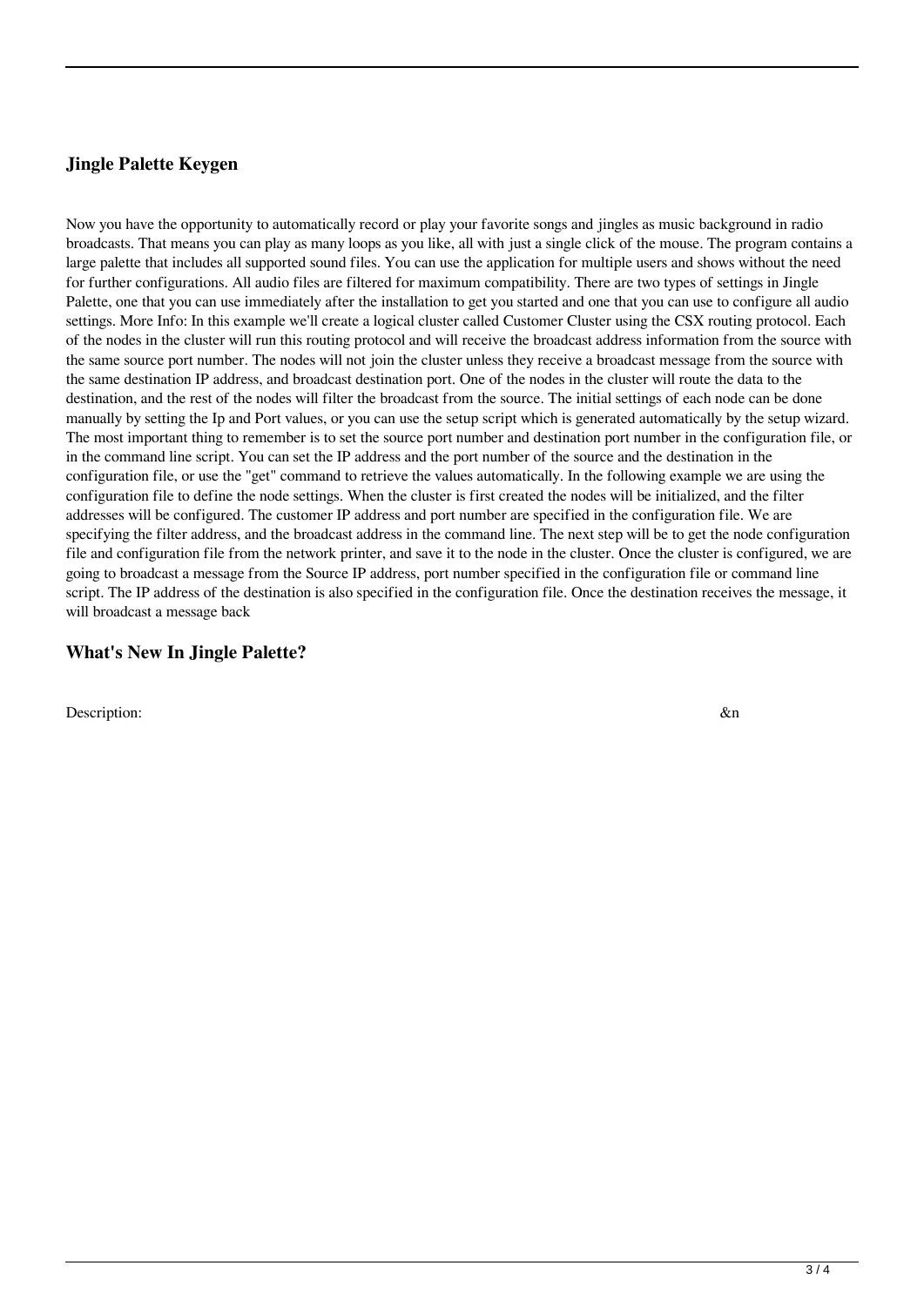## Jingle Palette Keygen

Now you have the opportunity to automatically record or play your favorite songs and jingles as music background in radio broadcasts. That means you can play as many loops as you like, all with just a single click of the mouse. The program contains a large palette that includes all supported sound files. You can use the application for multiple users and shows without the need for further configurations. All audio files are filtered for maximum compatibility. There are two types of settings in Jingle Palette, one that you can use immediately after the installation to get you started and one that you can use to configure all audio settings. More Info: In this example we'll create a logical cluster called Customer Cluster using the CSX routing protocol. Each of the nodes in the cluster will run this routing protocol and will receive the broadcast address information from the source with the same source port number. The nodes will not join the cluster unless they receive a broadcast message from the source with the same destination IP address, and broadcast destination port. One of the nodes in the cluster will route the data to the destination, and the rest of the nodes will filter the broadcast from the source. The initial settings of each node can be done manually by setting the Ip and Port values, or you can use the setup script which is generated automatically by the setup wizard. The most important thing to remember is to set the source port number and destination port number in the configuration file, or in the command line script. You can set the IP address and the port number of the source and the destination in the configuration file, or use the "get" command to retrieve the values automatically. In the following example we are using the configuration file to define the node settings. When the cluster is first created the nodes will be initialized, and the filter addresses will be configured. The customer IP address and port number are specified in the configuration file. We are specifying the filter address, and the broadcast address in the command line. The next step will be to get the node configuration file and configuration file from the network printer, and save it to the node in the cluster. Once the cluster is configured, we are going to broadcast a message from the Source IP address, port number specified in the configuration file or command line script. The IP address of the destination is also specified in the configuration file. Once the destination receives the message, it will broadcast a message back

## What's New In Jingle Palette?

Description: &n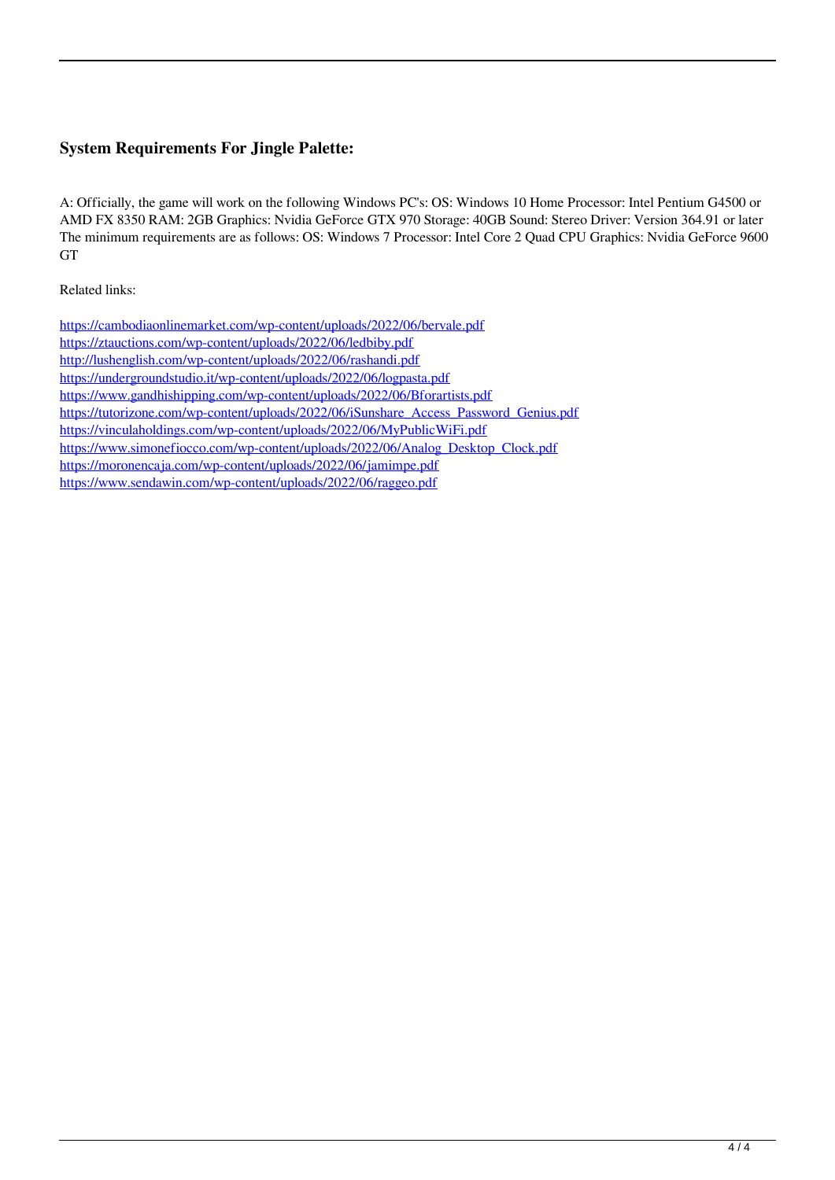### System Requirements For Jingle Palette:

A: Officially, the game will work on the following Windows PC's: OS: Windows 10 Home Processor: Intel Pentium G4500 or AMD FX 8350 RAM: 2GB Graphics: Nvidia GeForce GTX 970 Storage: 40GB Sound: Stereo Driver: Version 364.91 or later The minimum requirements are as follows: OS: Windows 7 Processor: Intel Core 2 Quad CPU Graphics: Nvidia GeForce 9600 GT

Related links:

https://cambodiaonlinemarket.com/wp-content/uploads/2022/06/bervale.pdf
https://ztauctions.com/wp-content/uploads/2022/06/ledbiby.pdf
http://lushenglish.com/wp-content/uploads/2022/06/rashandi.pdf
https://undergroundstudio.it/wp-content/uploads/2022/06/logpasta.pdf
https://www.gandhishipping.com/wp-content/uploads/2022/06/Bforartists.pdf
https://tutorizone.com/wp-content/uploads/2022/06/iSunshare_Access_Password_Genius.pdf
https://vinculaholdings.com/wp-content/uploads/2022/06/MyPublicWiFi.pdf
https://www.simonefiocco.com/wp-content/uploads/2022/06/Analog_Desktop_Clock.pdf
https://moronencaja.com/wp-content/uploads/2022/06/jamimpe.pdf
https://www.sendawin.com/wp-content/uploads/2022/06/raggeo.pdf